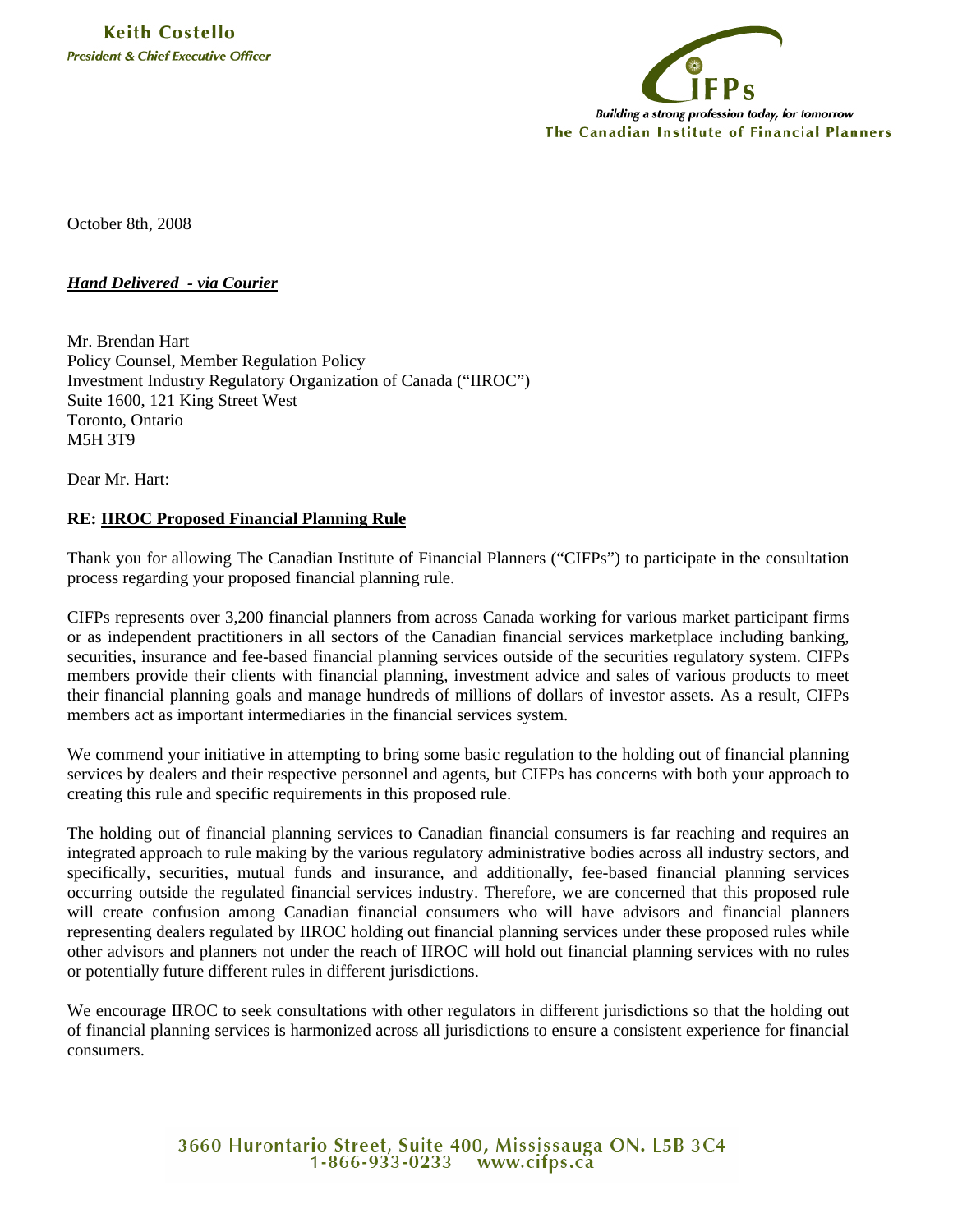**Keith Costello**
*President & Chief Executive Officer*

*Building a strong profession today, for tomorrow*
**The Canadian Institute of Financial Planners**

October 8th, 2008

***Hand Delivered - via Courier***

Mr. Brendan Hart
Policy Counsel, Member Regulation Policy
Investment Industry Regulatory Organization of Canada ("IIROC")
Suite 1600, 121 King Street West
Toronto, Ontario
M5H 3T9

Dear Mr. Hart:

**RE: IIROC Proposed Financial Planning Rule**

Thank you for allowing The Canadian Institute of Financial Planners ("CIFPs") to participate in the consultation process regarding your proposed financial planning rule.

CIFPs represents over 3,200 financial planners from across Canada working for various market participant firms or as independent practitioners in all sectors of the Canadian financial services marketplace including banking, securities, insurance and fee-based financial planning services outside of the securities regulatory system. CIFPs members provide their clients with financial planning, investment advice and sales of various products to meet their financial planning goals and manage hundreds of millions of dollars of investor assets. As a result, CIFPs members act as important intermediaries in the financial services system.

We commend your initiative in attempting to bring some basic regulation to the holding out of financial planning services by dealers and their respective personnel and agents, but CIFPs has concerns with both your approach to creating this rule and specific requirements in this proposed rule.

The holding out of financial planning services to Canadian financial consumers is far reaching and requires an integrated approach to rule making by the various regulatory administrative bodies across all industry sectors, and specifically, securities, mutual funds and insurance, and additionally, fee-based financial planning services occurring outside the regulated financial services industry. Therefore, we are concerned that this proposed rule will create confusion among Canadian financial consumers who will have advisors and financial planners representing dealers regulated by IIROC holding out financial planning services under these proposed rules while other advisors and planners not under the reach of IIROC will hold out financial planning services with no rules or potentially future different rules in different jurisdictions.

We encourage IIROC to seek consultations with other regulators in different jurisdictions so that the holding out of financial planning services is harmonized across all jurisdictions to ensure a consistent experience for financial consumers.

3660 Hurontario Street, Suite 400, Mississauga ON. L5B 3C4
1-866-933-0233 www.cifps.ca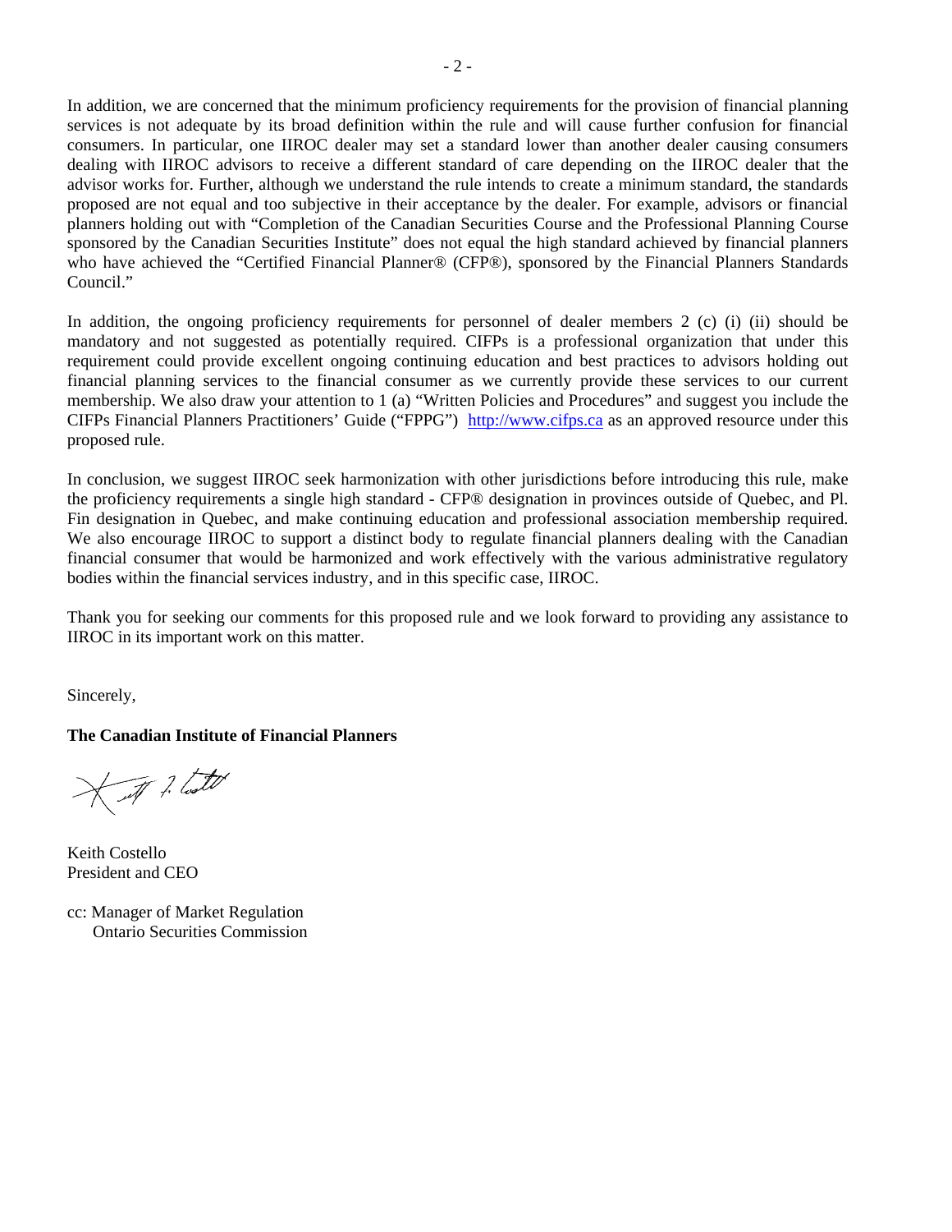In addition, we are concerned that the minimum proficiency requirements for the provision of financial planning services is not adequate by its broad definition within the rule and will cause further confusion for financial consumers. In particular, one IIROC dealer may set a standard lower than another dealer causing consumers dealing with IIROC advisors to receive a different standard of care depending on the IIROC dealer that the advisor works for. Further, although we understand the rule intends to create a minimum standard, the standards proposed are not equal and too subjective in their acceptance by the dealer. For example, advisors or financial planners holding out with "Completion of the Canadian Securities Course and the Professional Planning Course sponsored by the Canadian Securities Institute" does not equal the high standard achieved by financial planners who have achieved the "Certified Financial Planner® (CFP®), sponsored by the Financial Planners Standards Council."

In addition, the ongoing proficiency requirements for personnel of dealer members 2 (c) (i) (ii) should be mandatory and not suggested as potentially required. CIFPs is a professional organization that under this requirement could provide excellent ongoing continuing education and best practices to advisors holding out financial planning services to the financial consumer as we currently provide these services to our current membership. We also draw your attention to 1 (a) "Written Policies and Procedures" and suggest you include the CIFPs Financial Planners Practitioners' Guide ("FPPG") http://www.cifps.ca as an approved resource under this proposed rule.

In conclusion, we suggest IIROC seek harmonization with other jurisdictions before introducing this rule, make the proficiency requirements a single high standard - CFP® designation in provinces outside of Quebec, and Pl. Fin designation in Quebec, and make continuing education and professional association membership required. We also encourage IIROC to support a distinct body to regulate financial planners dealing with the Canadian financial consumer that would be harmonized and work effectively with the various administrative regulatory bodies within the financial services industry, and in this specific case, IIROC.

Thank you for seeking our comments for this proposed rule and we look forward to providing any assistance to IIROC in its important work on this matter.

Sincerely,

**The Canadian Institute of Financial Planners**

Keith Costello
President and CEO

cc: Manager of Market Regulation
Ontario Securities Commission